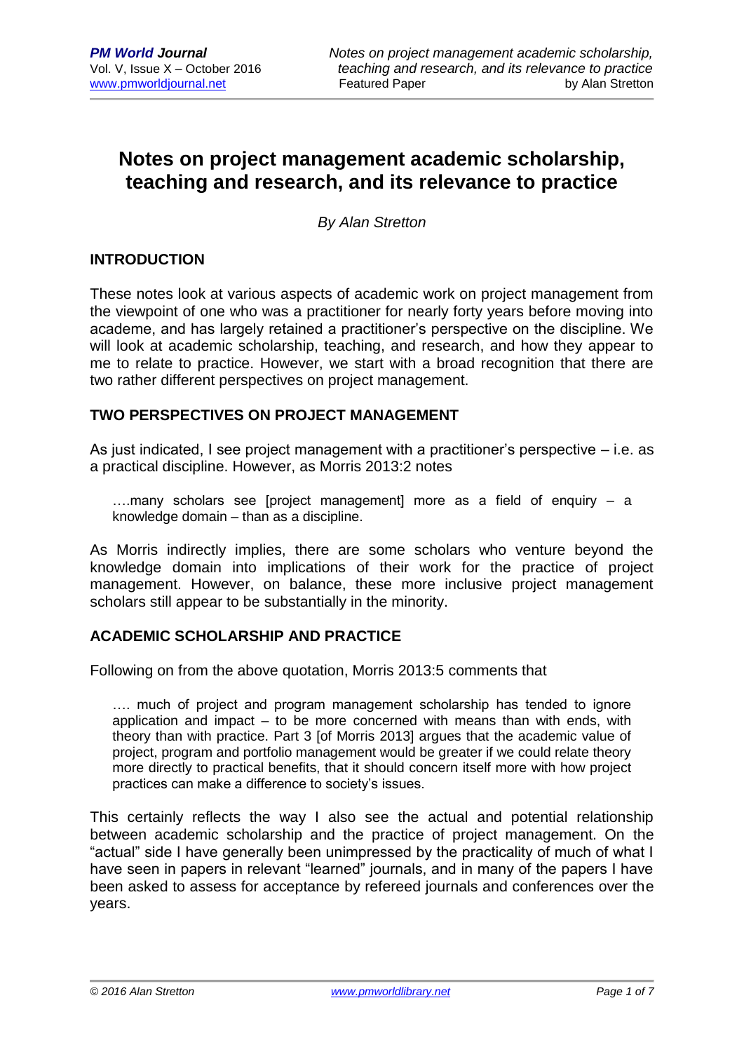# Notes on project management academic scholarship, teaching and research, and its relevance to practice

*By Alan Stretton*

## INTRODUCTION

These notes look at various aspects of academic work on project management from the viewpoint of one who was a practitioner for nearly forty years before moving into academe, and has largely retained a practitioner's perspective on the discipline. We will look at academic scholarship, teaching, and research, and how they appear to me to relate to practice. However, we start with a broad recognition that there are two rather different perspectives on project management.

## TWO PERSPECTIVES ON PROJECT MANAGEMENT

As just indicated, I see project management with a practitioner's perspective – i.e. as a practical discipline. However, as Morris 2013:2 notes

> ….many scholars see [project management] more as a field of enquiry – a knowledge domain – than as a discipline.

As Morris indirectly implies, there are some scholars who venture beyond the knowledge domain into implications of their work for the practice of project management. However, on balance, these more inclusive project management scholars still appear to be substantially in the minority.

## ACADEMIC SCHOLARSHIP AND PRACTICE

Following on from the above quotation, Morris 2013:5 comments that

> …. much of project and program management scholarship has tended to ignore application and impact – to be more concerned with means than with ends, with theory than with practice. Part 3 [of Morris 2013] argues that the academic value of project, program and portfolio management would be greater if we could relate theory more directly to practical benefits, that it should concern itself more with how project practices can make a difference to society's issues.

This certainly reflects the way I also see the actual and potential relationship between academic scholarship and the practice of project management. On the "actual" side I have generally been unimpressed by the practicality of much of what I have seen in papers in relevant "learned" journals, and in many of the papers I have been asked to assess for acceptance by refereed journals and conferences over the years.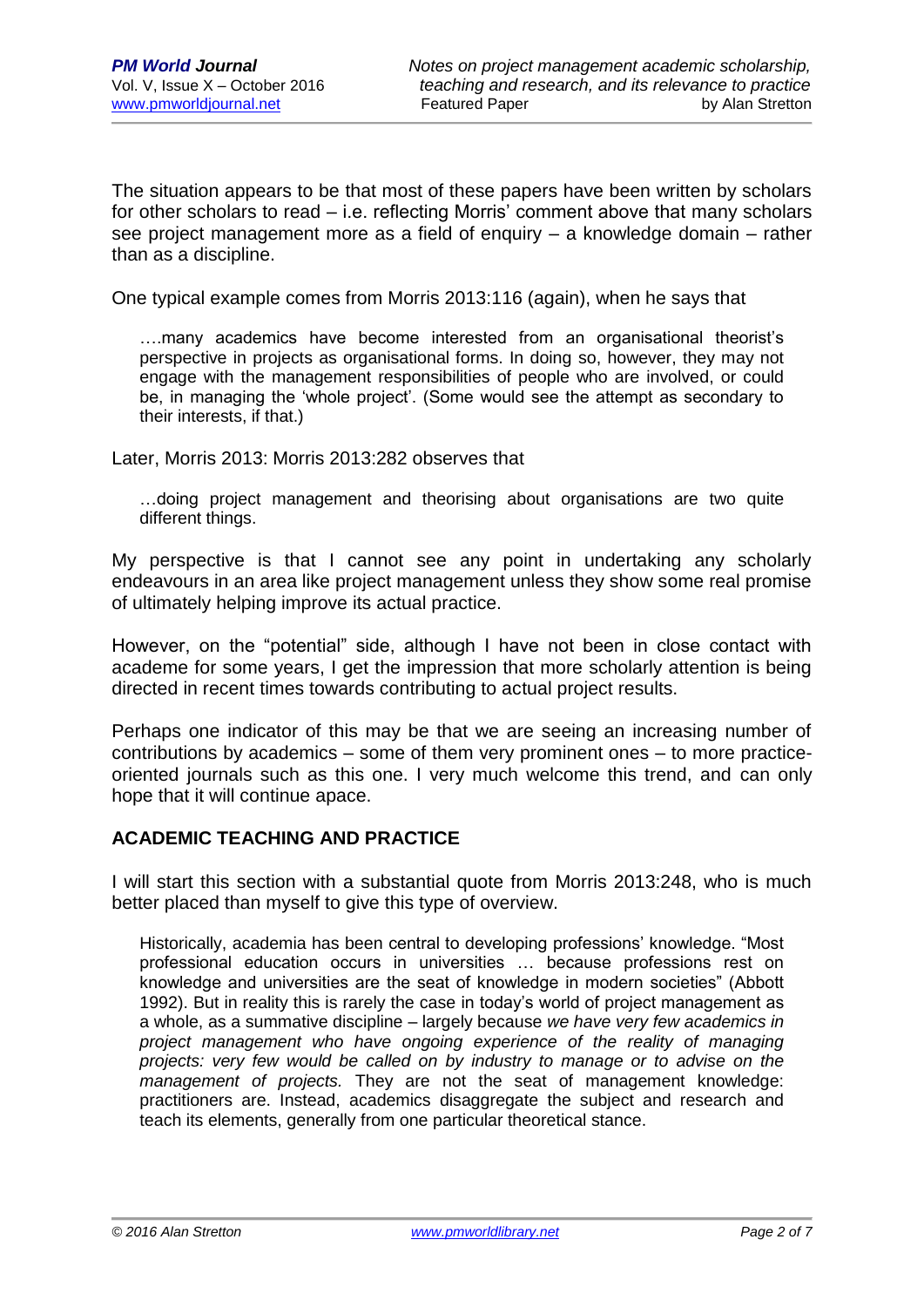The situation appears to be that most of these papers have been written by scholars for other scholars to read – i.e. reflecting Morris' comment above that many scholars see project management more as a field of enquiry – a knowledge domain – rather than as a discipline.

One typical example comes from Morris 2013:116 (again), when he says that

> ….many academics have become interested from an organisational theorist's perspective in projects as organisational forms. In doing so, however, they may not engage with the management responsibilities of people who are involved, or could be, in managing the 'whole project'. (Some would see the attempt as secondary to their interests, if that.)

Later, Morris 2013: Morris 2013:282 observes that

> …doing project management and theorising about organisations are two quite different things.

My perspective is that I cannot see any point in undertaking any scholarly endeavours in an area like project management unless they show some real promise of ultimately helping improve its actual practice.

However, on the "potential" side, although I have not been in close contact with academe for some years, I get the impression that more scholarly attention is being directed in recent times towards contributing to actual project results.

Perhaps one indicator of this may be that we are seeing an increasing number of contributions by academics – some of them very prominent ones – to more practice-oriented journals such as this one. I very much welcome this trend, and can only hope that it will continue apace.

## ACADEMIC TEACHING AND PRACTICE

I will start this section with a substantial quote from Morris 2013:248, who is much better placed than myself to give this type of overview.

> Historically, academia has been central to developing professions' knowledge. "Most professional education occurs in universities … because professions rest on knowledge and universities are the seat of knowledge in modern societies" (Abbott 1992). But in reality this is rarely the case in today's world of project management as a whole, as a summative discipline – largely because *we have very few academics in project management who have ongoing experience of the reality of managing projects: very few would be called on by industry to manage or to advise on the management of projects.* They are not the seat of management knowledge: practitioners are. Instead, academics disaggregate the subject and research and teach its elements, generally from one particular theoretical stance.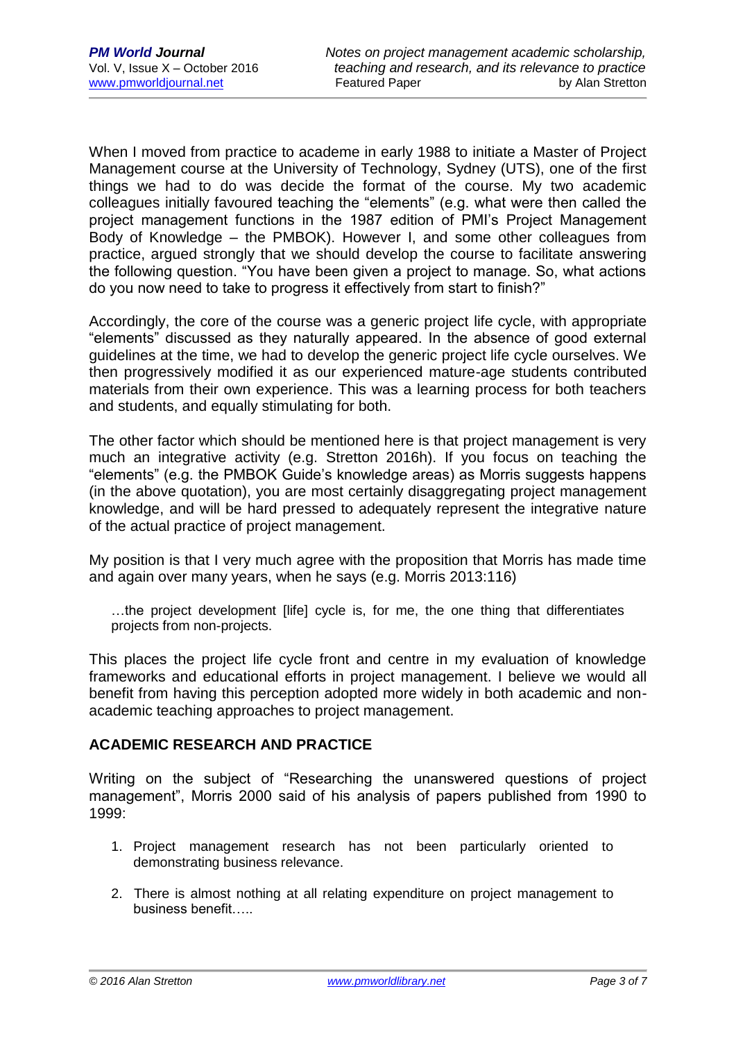When I moved from practice to academe in early 1988 to initiate a Master of Project Management course at the University of Technology, Sydney (UTS), one of the first things we had to do was decide the format of the course. My two academic colleagues initially favoured teaching the “elements” (e.g. what were then called the project management functions in the 1987 edition of PMI’s Project Management Body of Knowledge – the PMBOK). However I, and some other colleagues from practice, argued strongly that we should develop the course to facilitate answering the following question. “You have been given a project to manage. So, what actions do you now need to take to progress it effectively from start to finish?”

Accordingly, the core of the course was a generic project life cycle, with appropriate “elements” discussed as they naturally appeared. In the absence of good external guidelines at the time, we had to develop the generic project life cycle ourselves. We then progressively modified it as our experienced mature-age students contributed materials from their own experience. This was a learning process for both teachers and students, and equally stimulating for both.

The other factor which should be mentioned here is that project management is very much an integrative activity (e.g. Stretton 2016h). If you focus on teaching the “elements” (e.g. the PMBOK Guide’s knowledge areas) as Morris suggests happens (in the above quotation), you are most certainly disaggregating project management knowledge, and will be hard pressed to adequately represent the integrative nature of the actual practice of project management.

My position is that I very much agree with the proposition that Morris has made time and again over many years, when he says (e.g. Morris 2013:116)

> …the project development [life] cycle is, for me, the one thing that differentiates projects from non-projects.

This places the project life cycle front and centre in my evaluation of knowledge frameworks and educational efforts in project management. I believe we would all benefit from having this perception adopted more widely in both academic and non-academic teaching approaches to project management.

## ACADEMIC RESEARCH AND PRACTICE

Writing on the subject of “Researching the unanswered questions of project management”, Morris 2000 said of his analysis of papers published from 1990 to 1999:

1. Project management research has not been particularly oriented to demonstrating business relevance.
2. There is almost nothing at all relating expenditure on project management to business benefit…..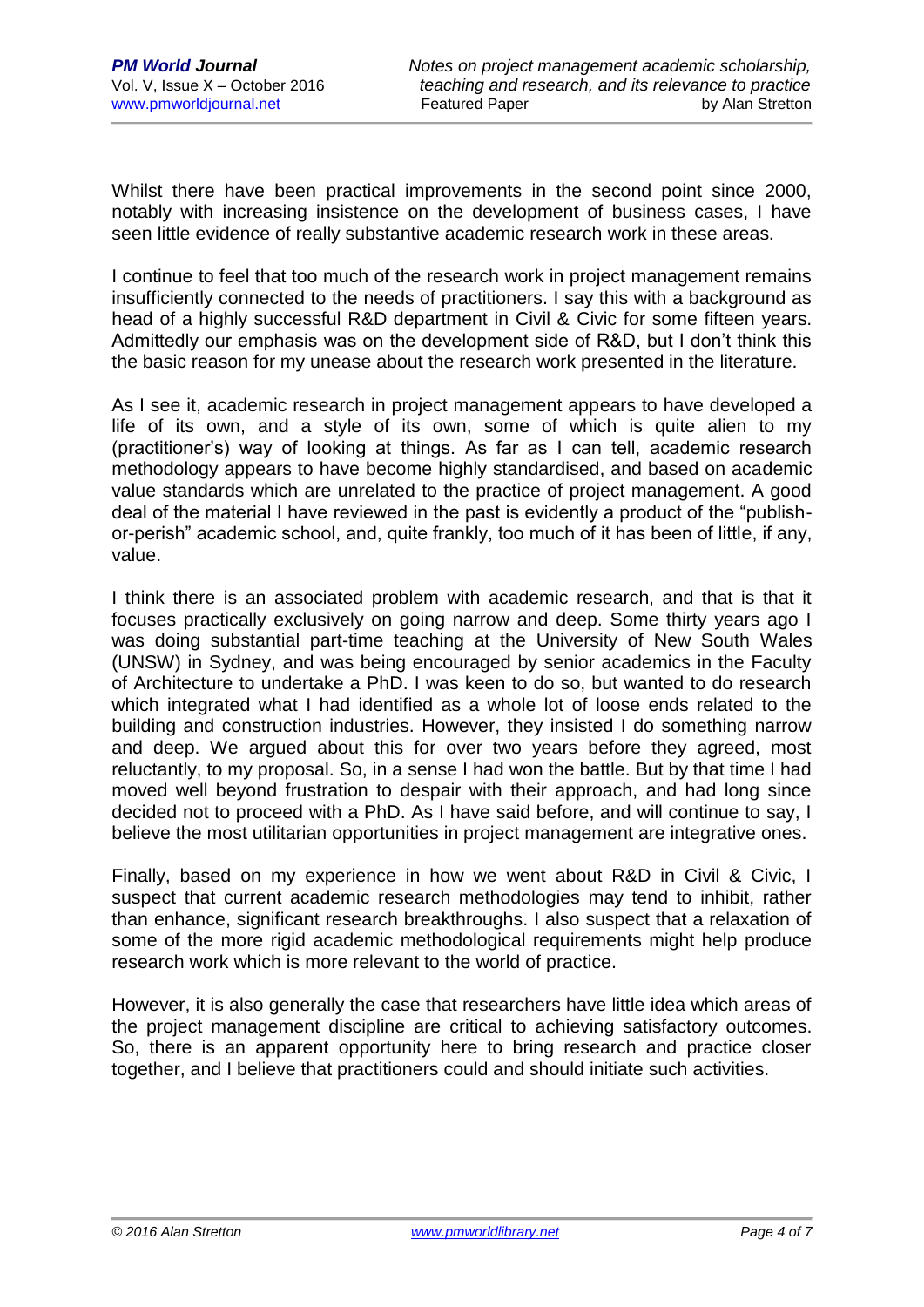Whilst there have been practical improvements in the second point since 2000, notably with increasing insistence on the development of business cases, I have seen little evidence of really substantive academic research work in these areas.

I continue to feel that too much of the research work in project management remains insufficiently connected to the needs of practitioners. I say this with a background as head of a highly successful R&D department in Civil & Civic for some fifteen years. Admittedly our emphasis was on the development side of R&D, but I don't think this the basic reason for my unease about the research work presented in the literature.

As I see it, academic research in project management appears to have developed a life of its own, and a style of its own, some of which is quite alien to my (practitioner's) way of looking at things. As far as I can tell, academic research methodology appears to have become highly standardised, and based on academic value standards which are unrelated to the practice of project management. A good deal of the material I have reviewed in the past is evidently a product of the "publish-or-perish" academic school, and, quite frankly, too much of it has been of little, if any, value.

I think there is an associated problem with academic research, and that is that it focuses practically exclusively on going narrow and deep. Some thirty years ago I was doing substantial part-time teaching at the University of New South Wales (UNSW) in Sydney, and was being encouraged by senior academics in the Faculty of Architecture to undertake a PhD. I was keen to do so, but wanted to do research which integrated what I had identified as a whole lot of loose ends related to the building and construction industries. However, they insisted I do something narrow and deep. We argued about this for over two years before they agreed, most reluctantly, to my proposal. So, in a sense I had won the battle. But by that time I had moved well beyond frustration to despair with their approach, and had long since decided not to proceed with a PhD. As I have said before, and will continue to say, I believe the most utilitarian opportunities in project management are integrative ones.

Finally, based on my experience in how we went about R&D in Civil & Civic, I suspect that current academic research methodologies may tend to inhibit, rather than enhance, significant research breakthroughs. I also suspect that a relaxation of some of the more rigid academic methodological requirements might help produce research work which is more relevant to the world of practice.

However, it is also generally the case that researchers have little idea which areas of the project management discipline are critical to achieving satisfactory outcomes. So, there is an apparent opportunity here to bring research and practice closer together, and I believe that practitioners could and should initiate such activities.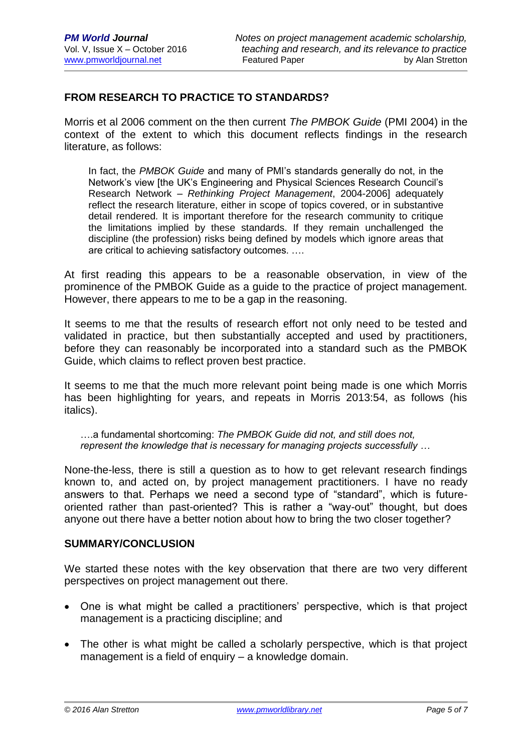## FROM RESEARCH TO PRACTICE TO STANDARDS?

Morris et al 2006 comment on the then current *The PMBOK Guide* (PMI 2004) in the context of the extent to which this document reflects findings in the research literature, as follows:

> In fact, the *PMBOK Guide* and many of PMI's standards generally do not, in the Network's view [the UK's Engineering and Physical Sciences Research Council's Research Network – *Rethinking Project Management*, 2004-2006] adequately reflect the research literature, either in scope of topics covered, or in substantive detail rendered. It is important therefore for the research community to critique the limitations implied by these standards. If they remain unchallenged the discipline (the profession) risks being defined by models which ignore areas that are critical to achieving satisfactory outcomes. ….

At first reading this appears to be a reasonable observation, in view of the prominence of the PMBOK Guide as a guide to the practice of project management. However, there appears to me to be a gap in the reasoning.

It seems to me that the results of research effort not only need to be tested and validated in practice, but then substantially accepted and used by practitioners, before they can reasonably be incorporated into a standard such as the PMBOK Guide, which claims to reflect proven best practice.

It seems to me that the much more relevant point being made is one which Morris has been highlighting for years, and repeats in Morris 2013:54, as follows (his italics).

> ….a fundamental shortcoming: *The PMBOK Guide did not, and still does not, represent the knowledge that is necessary for managing projects successfully …*

None-the-less, there is still a question as to how to get relevant research findings known to, and acted on, by project management practitioners. I have no ready answers to that. Perhaps we need a second type of "standard", which is future-oriented rather than past-oriented? This is rather a "way-out" thought, but does anyone out there have a better notion about how to bring the two closer together?

## SUMMARY/CONCLUSION

We started these notes with the key observation that there are two very different perspectives on project management out there.

- One is what might be called a practitioners' perspective, which is that project management is a practicing discipline; and
- The other is what might be called a scholarly perspective, which is that project management is a field of enquiry – a knowledge domain.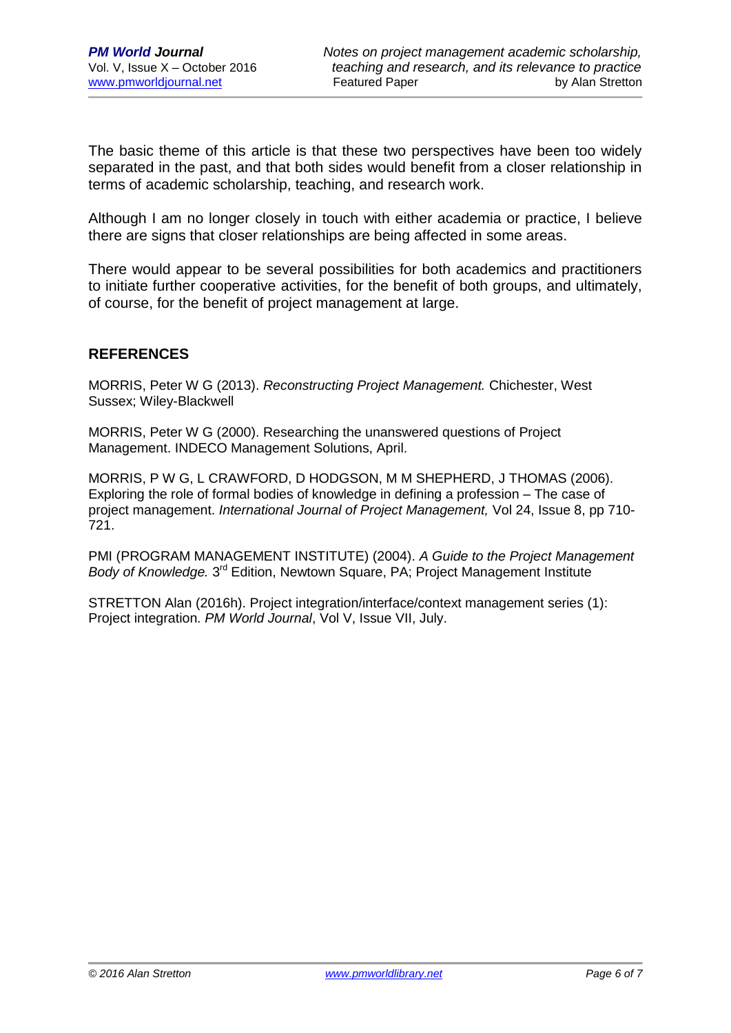The basic theme of this article is that these two perspectives have been too widely separated in the past, and that both sides would benefit from a closer relationship in terms of academic scholarship, teaching, and research work.

Although I am no longer closely in touch with either academia or practice, I believe there are signs that closer relationships are being affected in some areas.

There would appear to be several possibilities for both academics and practitioners to initiate further cooperative activities, for the benefit of both groups, and ultimately, of course, for the benefit of project management at large.

## REFERENCES

MORRIS, Peter W G (2013). *Reconstructing Project Management.* Chichester, West Sussex; Wiley-Blackwell

MORRIS, Peter W G (2000). Researching the unanswered questions of Project Management. INDECO Management Solutions, April.

MORRIS, P W G, L CRAWFORD, D HODGSON, M M SHEPHERD, J THOMAS (2006). Exploring the role of formal bodies of knowledge in defining a profession – The case of project management. *International Journal of Project Management,* Vol 24, Issue 8, pp 710-721.

PMI (PROGRAM MANAGEMENT INSTITUTE) (2004). *A Guide to the Project Management Body of Knowledge.* 3rd Edition, Newtown Square, PA; Project Management Institute

STRETTON Alan (2016h). Project integration/interface/context management series (1): Project integration. *PM World Journal*, Vol V, Issue VII, July.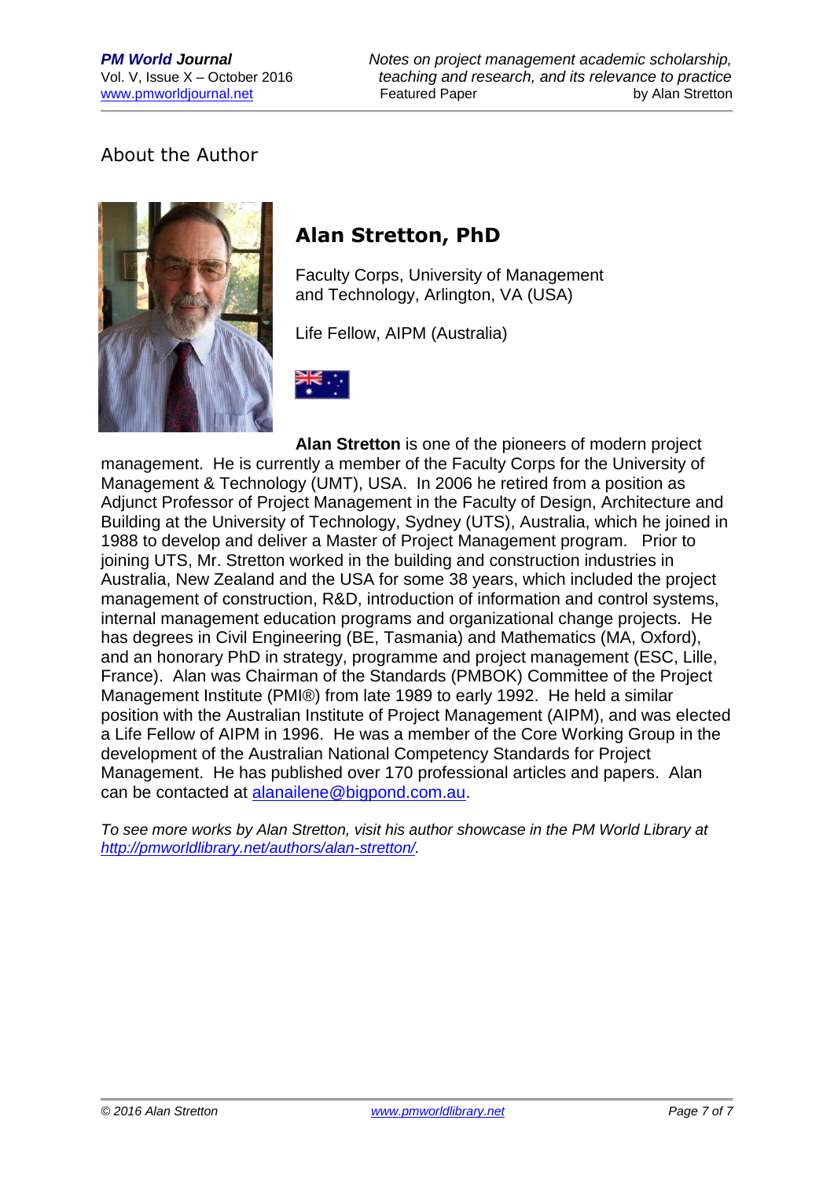## About the Author

# Alan Stretton, PhD

Faculty Corps, University of Management and Technology, Arlington, VA (USA)

Life Fellow, AIPM (Australia)

**Alan Stretton** is one of the pioneers of modern project management. He is currently a member of the Faculty Corps for the University of Management & Technology (UMT), USA. In 2006 he retired from a position as Adjunct Professor of Project Management in the Faculty of Design, Architecture and Building at the University of Technology, Sydney (UTS), Australia, which he joined in 1988 to develop and deliver a Master of Project Management program. Prior to joining UTS, Mr. Stretton worked in the building and construction industries in Australia, New Zealand and the USA for some 38 years, which included the project management of construction, R&D, introduction of information and control systems, internal management education programs and organizational change projects. He has degrees in Civil Engineering (BE, Tasmania) and Mathematics (MA, Oxford), and an honorary PhD in strategy, programme and project management (ESC, Lille, France). Alan was Chairman of the Standards (PMBOK) Committee of the Project Management Institute (PMI®) from late 1989 to early 1992. He held a similar position with the Australian Institute of Project Management (AIPM), and was elected a Life Fellow of AIPM in 1996. He was a member of the Core Working Group in the development of the Australian National Competency Standards for Project Management. He has published over 170 professional articles and papers. Alan can be contacted at alanailene@bigpond.com.au.

*To see more works by Alan Stretton, visit his author showcase in the PM World Library at http://pmworldlibrary.net/authors/alan-stretton/.*